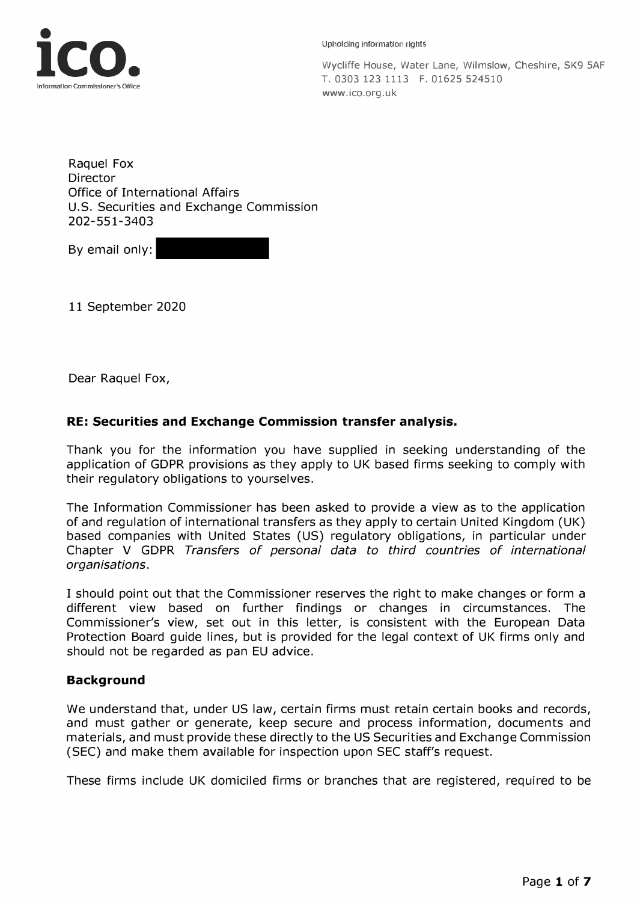ico.
Information Commissioner's Office

Upholding information rights

Wycliffe House, Water Lane, Wilmslow, Cheshire, SK9 5AF
T. 0303 123 1113 F. 01625 524510
www.ico.org.uk

Raquel Fox
Director
Office of International Affairs
U.S. Securities and Exchange Commission
202-551-3403

By email only: [redacted]

11 September 2020

Dear Raquel Fox,

**RE: Securities and Exchange Commission transfer analysis.**

Thank you for the information you have supplied in seeking understanding of the application of GDPR provisions as they apply to UK based firms seeking to comply with their regulatory obligations to yourselves.

The Information Commissioner has been asked to provide a view as to the application of and regulation of international transfers as they apply to certain United Kingdom (UK) based companies with United States (US) regulatory obligations, in particular under Chapter V GDPR *Transfers of personal data to third countries of international organisations*.

I should point out that the Commissioner reserves the right to make changes or form a different view based on further findings or changes in circumstances. The Commissioner's view, set out in this letter, is consistent with the European Data Protection Board guide lines, but is provided for the legal context of UK firms only and should not be regarded as pan EU advice.

**Background**

We understand that, under US law, certain firms must retain certain books and records, and must gather or generate, keep secure and process information, documents and materials, and must provide these directly to the US Securities and Exchange Commission (SEC) and make them available for inspection upon SEC staff's request.

These firms include UK domiciled firms or branches that are registered, required to be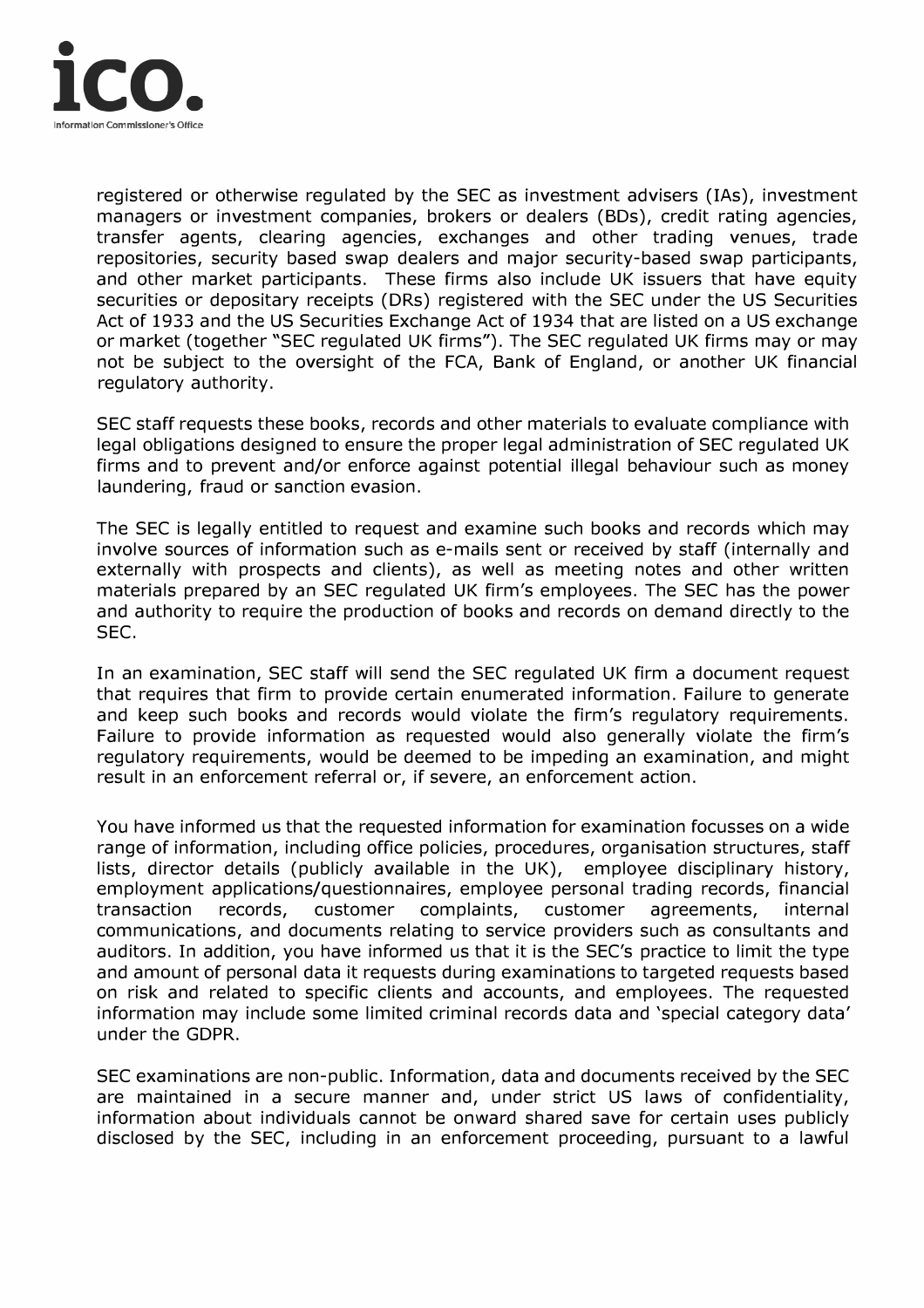registered or otherwise regulated by the SEC as investment advisers (IAs), investment managers or investment companies, brokers or dealers (BDs), credit rating agencies, transfer agents, clearing agencies, exchanges and other trading venues, trade repositories, security based swap dealers and major security-based swap participants, and other market participants. These firms also include UK issuers that have equity securities or depositary receipts (DRs) registered with the SEC under the US Securities Act of 1933 and the US Securities Exchange Act of 1934 that are listed on a US exchange or market (together "SEC regulated UK firms"). The SEC regulated UK firms may or may not be subject to the oversight of the FCA, Bank of England, or another UK financial regulatory authority.

SEC staff requests these books, records and other materials to evaluate compliance with legal obligations designed to ensure the proper legal administration of SEC regulated UK firms and to prevent and/or enforce against potential illegal behaviour such as money laundering, fraud or sanction evasion.

The SEC is legally entitled to request and examine such books and records which may involve sources of information such as e-mails sent or received by staff (internally and externally with prospects and clients), as well as meeting notes and other written materials prepared by an SEC regulated UK firm's employees. The SEC has the power and authority to require the production of books and records on demand directly to the SEC.

In an examination, SEC staff will send the SEC regulated UK firm a document request that requires that firm to provide certain enumerated information. Failure to generate and keep such books and records would violate the firm's regulatory requirements. Failure to provide information as requested would also generally violate the firm's regulatory requirements, would be deemed to be impeding an examination, and might result in an enforcement referral or, if severe, an enforcement action.

You have informed us that the requested information for examination focusses on a wide range of information, including office policies, procedures, organisation structures, staff lists, director details (publicly available in the UK), employee disciplinary history, employment applications/questionnaires, employee personal trading records, financial transaction records, customer complaints, customer agreements, internal communications, and documents relating to service providers such as consultants and auditors. In addition, you have informed us that it is the SEC's practice to limit the type and amount of personal data it requests during examinations to targeted requests based on risk and related to specific clients and accounts, and employees. The requested information may include some limited criminal records data and 'special category data' under the GDPR.

SEC examinations are non-public. Information, data and documents received by the SEC are maintained in a secure manner and, under strict US laws of confidentiality, information about individuals cannot be onward shared save for certain uses publicly disclosed by the SEC, including in an enforcement proceeding, pursuant to a lawful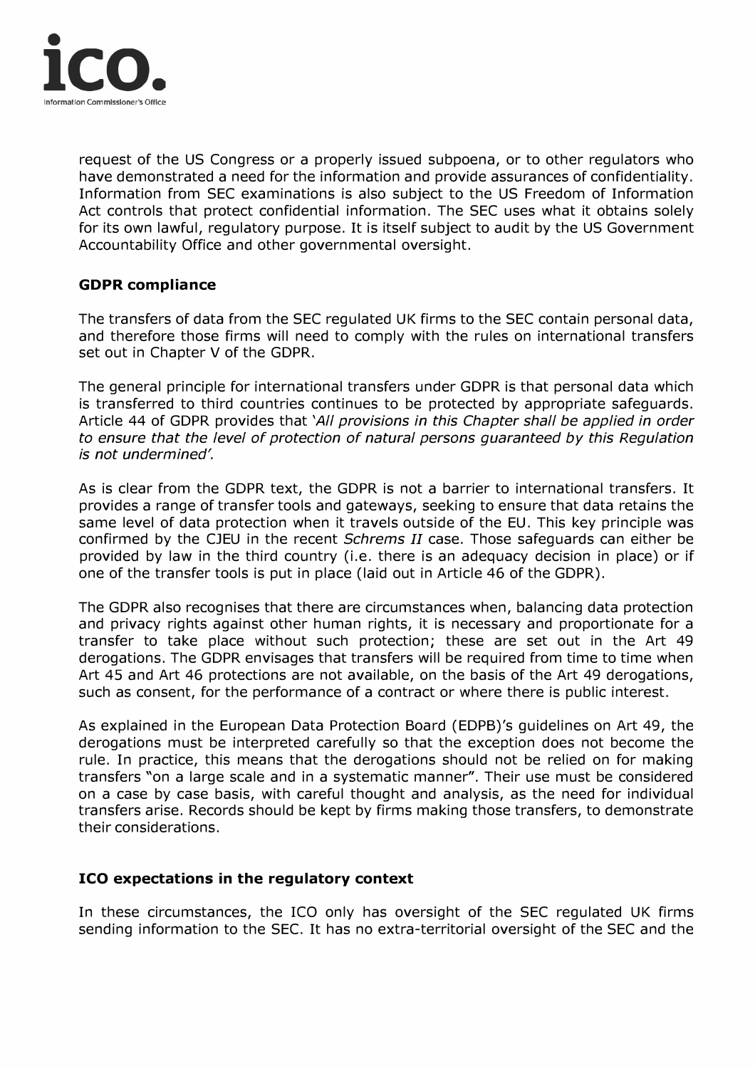request of the US Congress or a properly issued subpoena, or to other regulators who have demonstrated a need for the information and provide assurances of confidentiality. Information from SEC examinations is also subject to the US Freedom of Information Act controls that protect confidential information. The SEC uses what it obtains solely for its own lawful, regulatory purpose. It is itself subject to audit by the US Government Accountability Office and other governmental oversight.

## GDPR compliance

The transfers of data from the SEC regulated UK firms to the SEC contain personal data, and therefore those firms will need to comply with the rules on international transfers set out in Chapter V of the GDPR.

The general principle for international transfers under GDPR is that personal data which is transferred to third countries continues to be protected by appropriate safeguards. Article 44 of GDPR provides that *'All provisions in this Chapter shall be applied in order to ensure that the level of protection of natural persons guaranteed by this Regulation is not undermined'.*

As is clear from the GDPR text, the GDPR is not a barrier to international transfers. It provides a range of transfer tools and gateways, seeking to ensure that data retains the same level of data protection when it travels outside of the EU. This key principle was confirmed by the CJEU in the recent *Schrems II* case. Those safeguards can either be provided by law in the third country (i.e. there is an adequacy decision in place) or if one of the transfer tools is put in place (laid out in Article 46 of the GDPR).

The GDPR also recognises that there are circumstances when, balancing data protection and privacy rights against other human rights, it is necessary and proportionate for a transfer to take place without such protection; these are set out in the Art 49 derogations. The GDPR envisages that transfers will be required from time to time when Art 45 and Art 46 protections are not available, on the basis of the Art 49 derogations, such as consent, for the performance of a contract or where there is public interest.

As explained in the European Data Protection Board (EDPB)'s guidelines on Art 49, the derogations must be interpreted carefully so that the exception does not become the rule. In practice, this means that the derogations should not be relied on for making transfers "on a large scale and in a systematic manner". Their use must be considered on a case by case basis, with careful thought and analysis, as the need for individual transfers arise. Records should be kept by firms making those transfers, to demonstrate their considerations.

## ICO expectations in the regulatory context

In these circumstances, the ICO only has oversight of the SEC regulated UK firms sending information to the SEC. It has no extra-territorial oversight of the SEC and the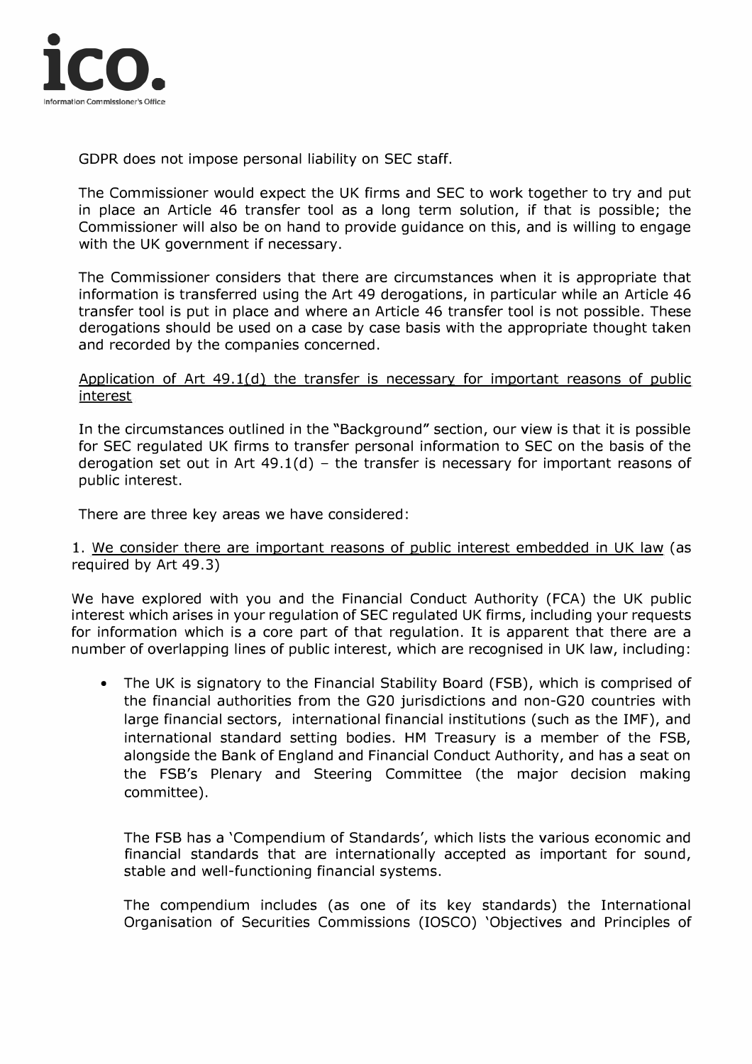GDPR does not impose personal liability on SEC staff.

The Commissioner would expect the UK firms and SEC to work together to try and put in place an Article 46 transfer tool as a long term solution, if that is possible; the Commissioner will also be on hand to provide guidance on this, and is willing to engage with the UK government if necessary.

The Commissioner considers that there are circumstances when it is appropriate that information is transferred using the Art 49 derogations, in particular while an Article 46 transfer tool is put in place and where an Article 46 transfer tool is not possible. These derogations should be used on a case by case basis with the appropriate thought taken and recorded by the companies concerned.

Application of Art 49.1(d) the transfer is necessary for important reasons of public interest

In the circumstances outlined in the "Background" section, our view is that it is possible for SEC regulated UK firms to transfer personal information to SEC on the basis of the derogation set out in Art 49.1(d) – the transfer is necessary for important reasons of public interest.

There are three key areas we have considered:

1. We consider there are important reasons of public interest embedded in UK law (as required by Art 49.3)

We have explored with you and the Financial Conduct Authority (FCA) the UK public interest which arises in your regulation of SEC regulated UK firms, including your requests for information which is a core part of that regulation. It is apparent that there are a number of overlapping lines of public interest, which are recognised in UK law, including:

- The UK is signatory to the Financial Stability Board (FSB), which is comprised of the financial authorities from the G20 jurisdictions and non-G20 countries with large financial sectors, international financial institutions (such as the IMF), and international standard setting bodies. HM Treasury is a member of the FSB, alongside the Bank of England and Financial Conduct Authority, and has a seat on the FSB's Plenary and Steering Committee (the major decision making committee).

  The FSB has a 'Compendium of Standards', which lists the various economic and financial standards that are internationally accepted as important for sound, stable and well-functioning financial systems.

  The compendium includes (as one of its key standards) the International Organisation of Securities Commissions (IOSCO) 'Objectives and Principles of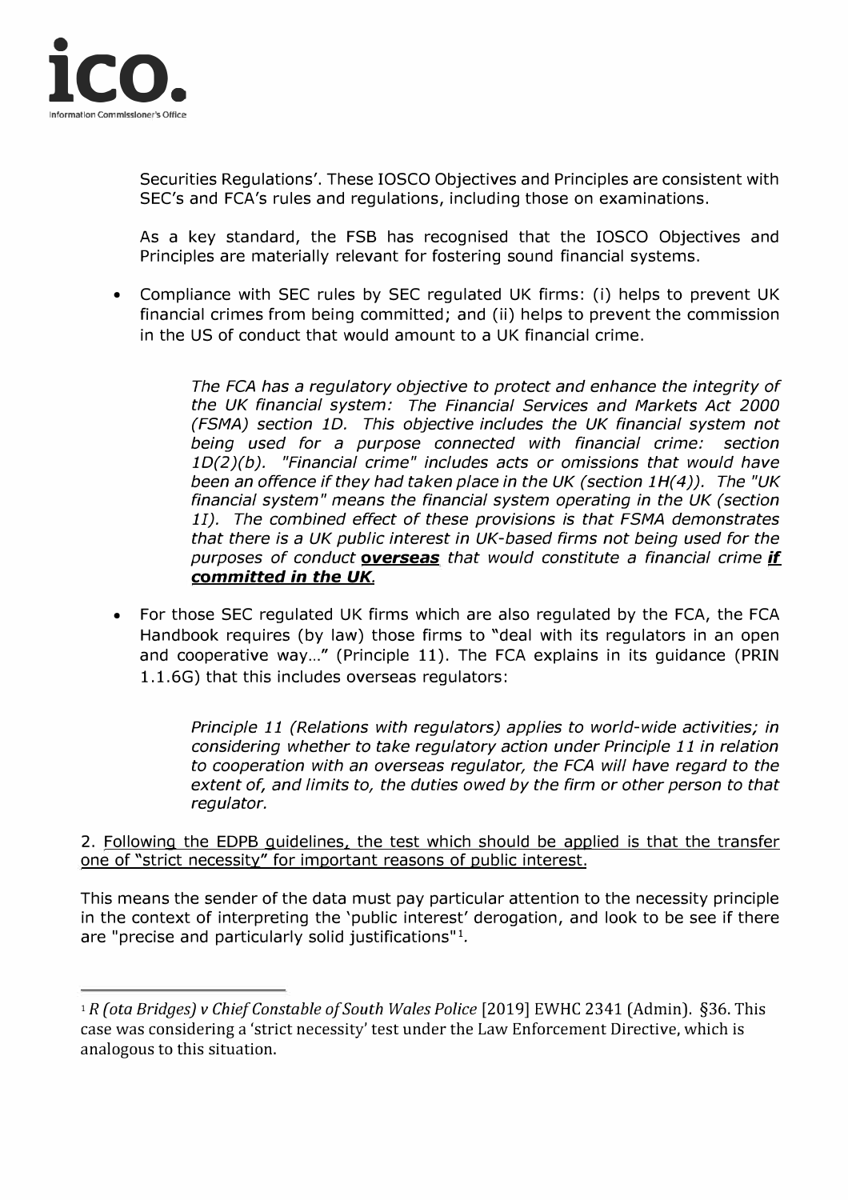Securities Regulations'. These IOSCO Objectives and Principles are consistent with SEC's and FCA's rules and regulations, including those on examinations.

As a key standard, the FSB has recognised that the IOSCO Objectives and Principles are materially relevant for fostering sound financial systems.

- Compliance with SEC rules by SEC regulated UK firms: (i) helps to prevent UK financial crimes from being committed; and (ii) helps to prevent the commission in the US of conduct that would amount to a UK financial crime.

  > *The FCA has a regulatory objective to protect and enhance the integrity of the UK financial system: The Financial Services and Markets Act 2000 (FSMA) section 1D. This objective includes the UK financial system not being used for a purpose connected with financial crime: section 1D(2)(b). "Financial crime" includes acts or omissions that would have been an offence if they had taken place in the UK (section 1H(4)). The "UK financial system" means the financial system operating in the UK (section 1I). The combined effect of these provisions is that FSMA demonstrates that there is a UK public interest in UK-based firms not being used for the purposes of conduct* ***<u>overseas</u>*** *that would constitute a financial crime* ***<u>if committed in the UK</u>****.*

- For those SEC regulated UK firms which are also regulated by the FCA, the FCA Handbook requires (by law) those firms to "deal with its regulators in an open and cooperative way…" (Principle 11). The FCA explains in its guidance (PRIN 1.1.6G) that this includes overseas regulators:

  > *Principle 11 (Relations with regulators) applies to world-wide activities; in considering whether to take regulatory action under Principle 11 in relation to cooperation with an overseas regulator, the FCA will have regard to the extent of, and limits to, the duties owed by the firm or other person to that regulator.*

2. <u>Following the EDPB guidelines, the test which should be applied is that the transfer one of "strict necessity" for important reasons of public interest.</u>

This means the sender of the data must pay particular attention to the necessity principle in the context of interpreting the 'public interest' derogation, and look to be see if there are "precise and particularly solid justifications"[1].

---

[1] *R (ota Bridges) v Chief Constable of South Wales Police* [2019] EWHC 2341 (Admin). §36. This case was considering a 'strict necessity' test under the Law Enforcement Directive, which is analogous to this situation.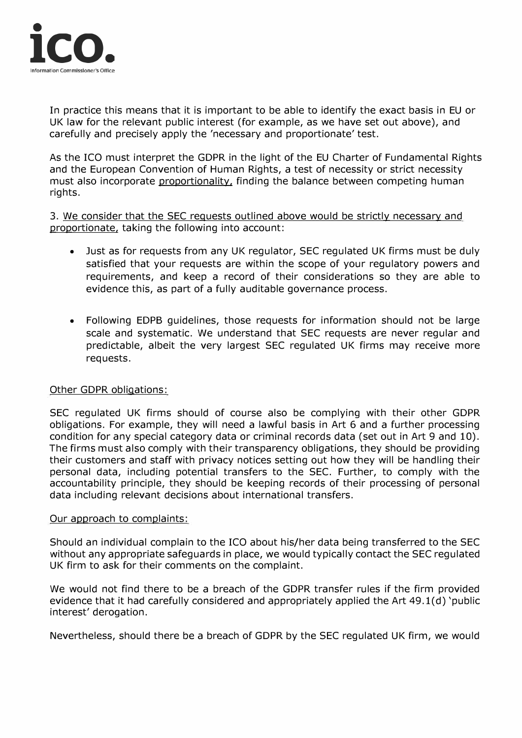In practice this means that it is important to be able to identify the exact basis in EU or UK law for the relevant public interest (for example, as we have set out above), and carefully and precisely apply the 'necessary and proportionate' test.

As the ICO must interpret the GDPR in the light of the EU Charter of Fundamental Rights and the European Convention of Human Rights, a test of necessity or strict necessity must also incorporate proportionality, finding the balance between competing human rights.

3. We consider that the SEC requests outlined above would be strictly necessary and proportionate, taking the following into account:

- Just as for requests from any UK regulator, SEC regulated UK firms must be duly satisfied that your requests are within the scope of your regulatory powers and requirements, and keep a record of their considerations so they are able to evidence this, as part of a fully auditable governance process.

- Following EDPB guidelines, those requests for information should not be large scale and systematic. We understand that SEC requests are never regular and predictable, albeit the very largest SEC regulated UK firms may receive more requests.

Other GDPR obligations:

SEC regulated UK firms should of course also be complying with their other GDPR obligations. For example, they will need a lawful basis in Art 6 and a further processing condition for any special category data or criminal records data (set out in Art 9 and 10). The firms must also comply with their transparency obligations, they should be providing their customers and staff with privacy notices setting out how they will be handling their personal data, including potential transfers to the SEC. Further, to comply with the accountability principle, they should be keeping records of their processing of personal data including relevant decisions about international transfers.

Our approach to complaints:

Should an individual complain to the ICO about his/her data being transferred to the SEC without any appropriate safeguards in place, we would typically contact the SEC regulated UK firm to ask for their comments on the complaint.

We would not find there to be a breach of the GDPR transfer rules if the firm provided evidence that it had carefully considered and appropriately applied the Art 49.1(d) 'public interest' derogation.

Nevertheless, should there be a breach of GDPR by the SEC regulated UK firm, we would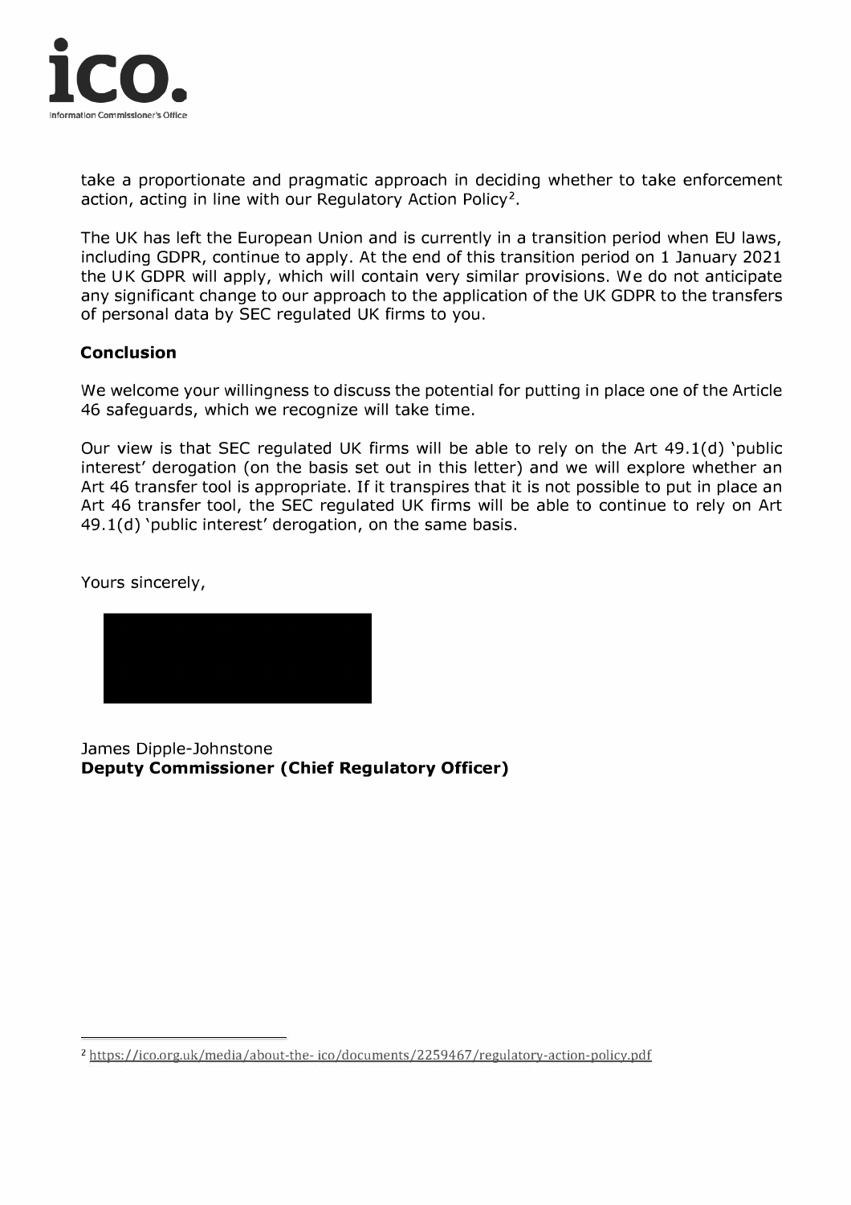take a proportionate and pragmatic approach in deciding whether to take enforcement action, acting in line with our Regulatory Action Policy[2].

The UK has left the European Union and is currently in a transition period when EU laws, including GDPR, continue to apply. At the end of this transition period on 1 January 2021 the UK GDPR will apply, which will contain very similar provisions. We do not anticipate any significant change to our approach to the application of the UK GDPR to the transfers of personal data by SEC regulated UK firms to you.

## Conclusion

We welcome your willingness to discuss the potential for putting in place one of the Article 46 safeguards, which we recognize will take time.

Our view is that SEC regulated UK firms will be able to rely on the Art 49.1(d) 'public interest' derogation (on the basis set out in this letter) and we will explore whether an Art 46 transfer tool is appropriate. If it transpires that it is not possible to put in place an Art 46 transfer tool, the SEC regulated UK firms will be able to continue to rely on Art 49.1(d) 'public interest' derogation, on the same basis.

Yours sincerely,

James Dipple-Johnstone
**Deputy Commissioner (Chief Regulatory Officer)**

---

[2] https://ico.org.uk/media/about-the- ico/documents/2259467/regulatory-action-policy.pdf